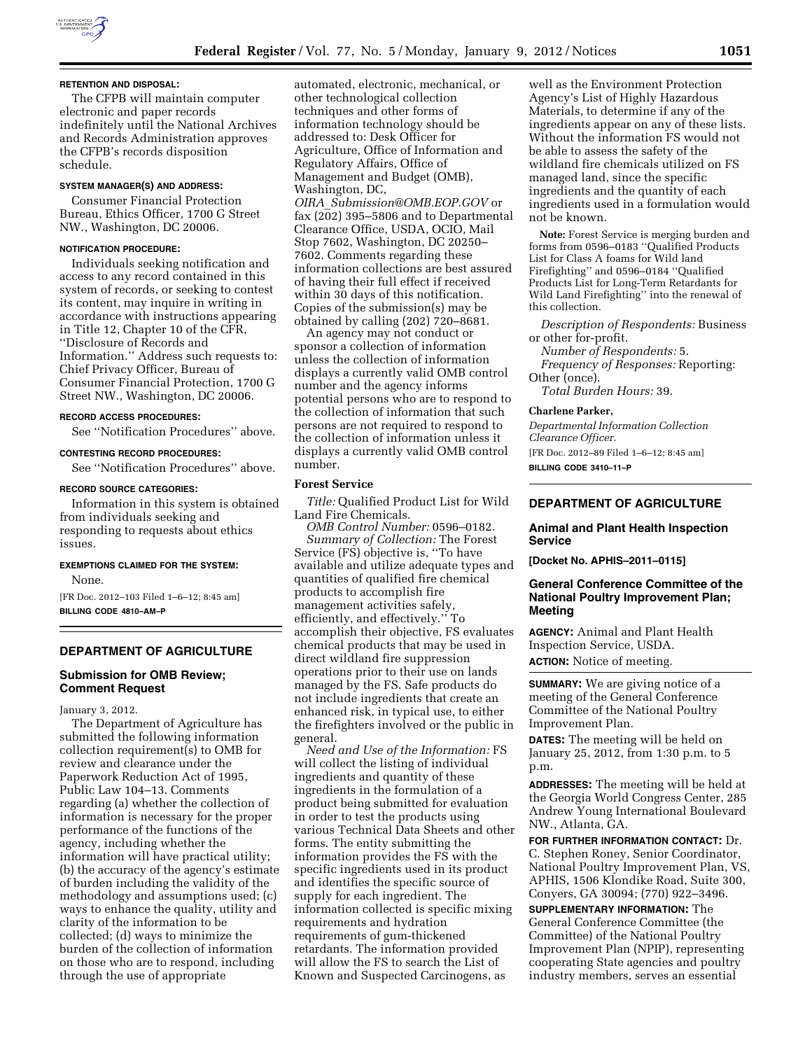**RETENTION AND DISPOSAL:**

The CFPB will maintain computer electronic and paper records indefinitely until the National Archives and Records Administration approves the CFPB's records disposition schedule.

**SYSTEM MANAGER(S) AND ADDRESS:**

Consumer Financial Protection Bureau, Ethics Officer, 1700 G Street NW., Washington, DC 20006.

**NOTIFICATION PROCEDURE:**

Individuals seeking notification and access to any record contained in this system of records, or seeking to contest its content, may inquire in writing in accordance with instructions appearing in Title 12, Chapter 10 of the CFR, ''Disclosure of Records and Information.'' Address such requests to: Chief Privacy Officer, Bureau of Consumer Financial Protection, 1700 G Street NW., Washington, DC 20006.

**RECORD ACCESS PROCEDURES:**

See ''Notification Procedures'' above.

**CONTESTING RECORD PROCEDURES:**

See ''Notification Procedures'' above.

**RECORD SOURCE CATEGORIES:**

Information in this system is obtained from individuals seeking and responding to requests about ethics issues.

**EXEMPTIONS CLAIMED FOR THE SYSTEM:**

None.

[FR Doc. 2012–103 Filed 1–6–12; 8:45 am]

**BILLING CODE 4810–AM–P**

## DEPARTMENT OF AGRICULTURE

### Submission for OMB Review; Comment Request

January 3, 2012.

The Department of Agriculture has submitted the following information collection requirement(s) to OMB for review and clearance under the Paperwork Reduction Act of 1995, Public Law 104–13. Comments regarding (a) whether the collection of information is necessary for the proper performance of the functions of the agency, including whether the information will have practical utility; (b) the accuracy of the agency's estimate of burden including the validity of the methodology and assumptions used; (c) ways to enhance the quality, utility and clarity of the information to be collected; (d) ways to minimize the burden of the collection of information on those who are to respond, including through the use of appropriate automated, electronic, mechanical, or other technological collection techniques and other forms of information technology should be addressed to: Desk Officer for Agriculture, Office of Information and Regulatory Affairs, Office of Management and Budget (OMB), Washington, DC, *OIRA_Submission@OMB.EOP.GOV* or fax (202) 395–5806 and to Departmental Clearance Office, USDA, OCIO, Mail Stop 7602, Washington, DC 20250–7602. Comments regarding these information collections are best assured of having their full effect if received within 30 days of this notification. Copies of the submission(s) may be obtained by calling (202) 720–8681.

An agency may not conduct or sponsor a collection of information unless the collection of information displays a currently valid OMB control number and the agency informs potential persons who are to respond to the collection of information that such persons are not required to respond to the collection of information unless it displays a currently valid OMB control number.

#### Forest Service

*Title:* Qualified Product List for Wild Land Fire Chemicals.

*OMB Control Number:* 0596–0182.

*Summary of Collection:* The Forest Service (FS) objective is, ''To have available and utilize adequate types and quantities of qualified fire chemical products to accomplish fire management activities safely, efficiently, and effectively.'' To accomplish their objective, FS evaluates chemical products that may be used in direct wildland fire suppression operations prior to their use on lands managed by the FS. Safe products do not include ingredients that create an enhanced risk, in typical use, to either the firefighters involved or the public in general.

*Need and Use of the Information:* FS will collect the listing of individual ingredients and quantity of these ingredients in the formulation of a product being submitted for evaluation in order to test the products using various Technical Data Sheets and other forms. The entity submitting the information provides the FS with the specific ingredients used in its product and identifies the specific source of supply for each ingredient. The information collected is specific mixing requirements and hydration requirements of gum-thickened retardants. The information provided will allow the FS to search the List of Known and Suspected Carcinogens, as well as the Environment Protection Agency's List of Highly Hazardous Materials, to determine if any of the ingredients appear on any of these lists. Without the information FS would not be able to assess the safety of the wildland fire chemicals utilized on FS managed land, since the specific ingredients and the quantity of each ingredients used in a formulation would not be known.

**Note:** Forest Service is merging burden and forms from 0596–0183 ''Qualified Products List for Class A foams for Wild land Firefighting'' and 0596–0184 ''Qualified Products List for Long-Term Retardants for Wild Land Firefighting'' into the renewal of this collection.

*Description of Respondents:* Business or other for-profit.

*Number of Respondents:* 5.

*Frequency of Responses:* Reporting: Other (once).

*Total Burden Hours:* 39.

**Charlene Parker,**

*Departmental Information Collection Clearance Officer.*

[FR Doc. 2012–89 Filed 1–6–12; 8:45 am]

**BILLING CODE 3410–11–P**

## DEPARTMENT OF AGRICULTURE

### Animal and Plant Health Inspection Service

**[Docket No. APHIS–2011–0115]**

### General Conference Committee of the National Poultry Improvement Plan; Meeting

**AGENCY:** Animal and Plant Health Inspection Service, USDA.

**ACTION:** Notice of meeting.

**SUMMARY:** We are giving notice of a meeting of the General Conference Committee of the National Poultry Improvement Plan.

**DATES:** The meeting will be held on January 25, 2012, from 1:30 p.m. to 5 p.m.

**ADDRESSES:** The meeting will be held at the Georgia World Congress Center, 285 Andrew Young International Boulevard NW., Atlanta, GA.

**FOR FURTHER INFORMATION CONTACT:** Dr. C. Stephen Roney, Senior Coordinator, National Poultry Improvement Plan, VS, APHIS, 1506 Klondike Road, Suite 300, Conyers, GA 30094; (770) 922–3496.

**SUPPLEMENTARY INFORMATION:** The General Conference Committee (the Committee) of the National Poultry Improvement Plan (NPIP), representing cooperating State agencies and poultry industry members, serves an essential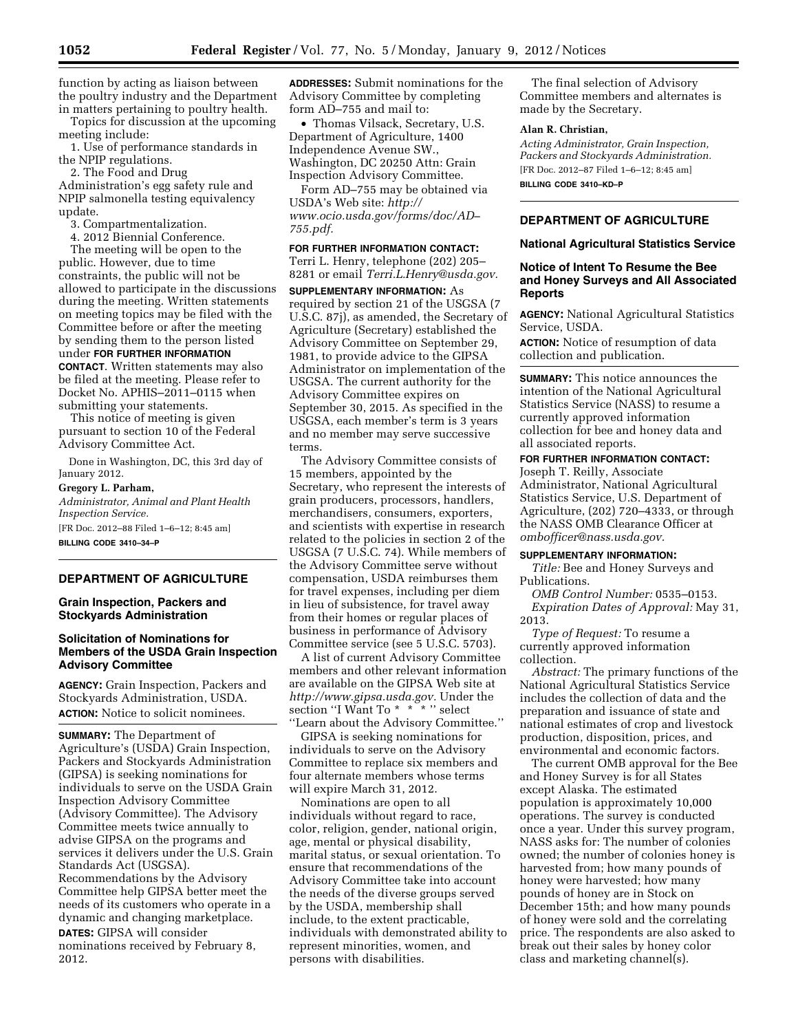function by acting as liaison between the poultry industry and the Department in matters pertaining to poultry health.

Topics for discussion at the upcoming meeting include:

1. Use of performance standards in the NPIP regulations.
2. The Food and Drug Administration's egg safety rule and NPIP salmonella testing equivalency update.
3. Compartmentalization.
4. 2012 Biennial Conference.

The meeting will be open to the public. However, due to time constraints, the public will not be allowed to participate in the discussions during the meeting. Written statements on meeting topics may be filed with the Committee before or after the meeting by sending them to the person listed under **FOR FURTHER INFORMATION CONTACT**. Written statements may also be filed at the meeting. Please refer to Docket No. APHIS–2011–0115 when submitting your statements.

This notice of meeting is given pursuant to section 10 of the Federal Advisory Committee Act.

Done in Washington, DC, this 3rd day of January 2012.

**Gregory L. Parham,**

*Administrator, Animal and Plant Health Inspection Service.*

[FR Doc. 2012–88 Filed 1–6–12; 8:45 am]

**BILLING CODE 3410–34–P**

## DEPARTMENT OF AGRICULTURE

### Grain Inspection, Packers and Stockyards Administration

### Solicitation of Nominations for Members of the USDA Grain Inspection Advisory Committee

**AGENCY:** Grain Inspection, Packers and Stockyards Administration, USDA.

**ACTION:** Notice to solicit nominees.

**SUMMARY:** The Department of Agriculture's (USDA) Grain Inspection, Packers and Stockyards Administration (GIPSA) is seeking nominations for individuals to serve on the USDA Grain Inspection Advisory Committee (Advisory Committee). The Advisory Committee meets twice annually to advise GIPSA on the programs and services it delivers under the U.S. Grain Standards Act (USGSA). Recommendations by the Advisory Committee help GIPSA better meet the needs of its customers who operate in a dynamic and changing marketplace.

**DATES:** GIPSA will consider nominations received by February 8, 2012.

**ADDRESSES:** Submit nominations for the Advisory Committee by completing form AD–755 and mail to:

- Thomas Vilsack, Secretary, U.S. Department of Agriculture, 1400 Independence Avenue SW., Washington, DC 20250 Attn: Grain Inspection Advisory Committee.

Form AD–755 may be obtained via USDA's Web site: *http://www.ocio.usda.gov/forms/doc/AD–755.pdf.*

**FOR FURTHER INFORMATION CONTACT:** Terri L. Henry, telephone (202) 205–8281 or email *Terri.L.Henry@usda.gov.*

**SUPPLEMENTARY INFORMATION:** As required by section 21 of the USGSA (7 U.S.C. 87j), as amended, the Secretary of Agriculture (Secretary) established the Advisory Committee on September 29, 1981, to provide advice to the GIPSA Administrator on implementation of the USGSA. The current authority for the Advisory Committee expires on September 30, 2015. As specified in the USGSA, each member's term is 3 years and no member may serve successive terms.

The Advisory Committee consists of 15 members, appointed by the Secretary, who represent the interests of grain producers, processors, handlers, merchandisers, consumers, exporters, and scientists with expertise in research related to the policies in section 2 of the USGSA (7 U.S.C. 74). While members of the Advisory Committee serve without compensation, USDA reimburses them for travel expenses, including per diem in lieu of subsistence, for travel away from their homes or regular places of business in performance of Advisory Committee service (see 5 U.S.C. 5703).

A list of current Advisory Committee members and other relevant information are available on the GIPSA Web site at *http://www.gipsa.usda.gov.* Under the section ''I Want To * * * '' select ''Learn about the Advisory Committee.''

GIPSA is seeking nominations for individuals to serve on the Advisory Committee to replace six members and four alternate members whose terms will expire March 31, 2012.

Nominations are open to all individuals without regard to race, color, religion, gender, national origin, age, mental or physical disability, marital status, or sexual orientation. To ensure that recommendations of the Advisory Committee take into account the needs of the diverse groups served by the USDA, membership shall include, to the extent practicable, individuals with demonstrated ability to represent minorities, women, and persons with disabilities.

The final selection of Advisory Committee members and alternates is made by the Secretary.

**Alan R. Christian,**

*Acting Administrator, Grain Inspection, Packers and Stockyards Administration.*

[FR Doc. 2012–87 Filed 1–6–12; 8:45 am]

**BILLING CODE 3410–KD–P**

## DEPARTMENT OF AGRICULTURE

### National Agricultural Statistics Service

### Notice of Intent To Resume the Bee and Honey Surveys and All Associated Reports

**AGENCY:** National Agricultural Statistics Service, USDA.

**ACTION:** Notice of resumption of data collection and publication.

**SUMMARY:** This notice announces the intention of the National Agricultural Statistics Service (NASS) to resume a currently approved information collection for bee and honey data and all associated reports.

**FOR FURTHER INFORMATION CONTACT:** Joseph T. Reilly, Associate Administrator, National Agricultural Statistics Service, U.S. Department of Agriculture, (202) 720–4333, or through the NASS OMB Clearance Officer at *ombofficer@nass.usda.gov.*

**SUPPLEMENTARY INFORMATION:**

*Title:* Bee and Honey Surveys and Publications.

*OMB Control Number:* 0535–0153.

*Expiration Dates of Approval:* May 31, 2013.

*Type of Request:* To resume a currently approved information collection.

*Abstract:* The primary functions of the National Agricultural Statistics Service includes the collection of data and the preparation and issuance of state and national estimates of crop and livestock production, disposition, prices, and environmental and economic factors.

The current OMB approval for the Bee and Honey Survey is for all States except Alaska. The estimated population is approximately 10,000 operations. The survey is conducted once a year. Under this survey program, NASS asks for: The number of colonies owned; the number of colonies honey is harvested from; how many pounds of honey were harvested; how many pounds of honey are in Stock on December 15th; and how many pounds of honey were sold and the correlating price. The respondents are also asked to break out their sales by honey color class and marketing channel(s).